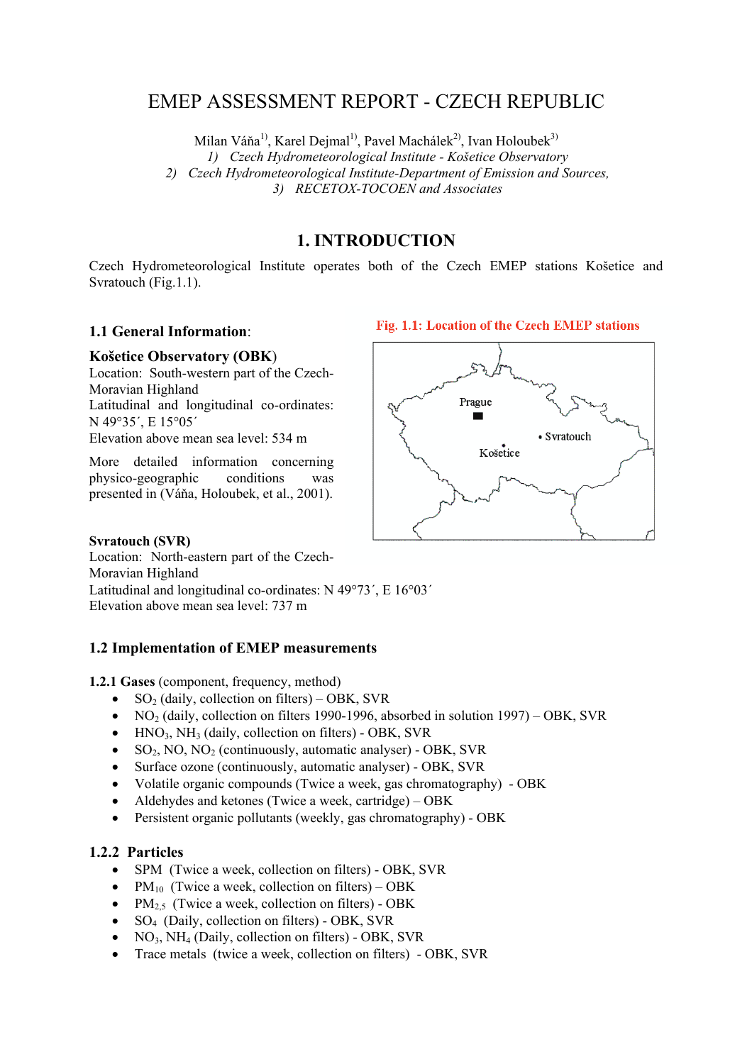# EMEP ASSESSMENT REPORT - CZECH REPUBLIC

Milan Váňa[1], Karel Dejmal[1], Pavel Machálek[2], Ivan Holoubek[3]

*1) Czech Hydrometeorological Institute - Košetice Observatory*
*2) Czech Hydrometeorological Institute-Department of Emission and Sources,*
*3) RECETOX-TOCOEN and Associates*

## 1. INTRODUCTION

Czech Hydrometeorological Institute operates both of the Czech EMEP stations Košetice and Svratouch (Fig.1.1).

### 1.1 General Information:

**Košetice Observatory (OBK)**
Location: South-western part of the Czech-Moravian Highland
Latitudinal and longitudinal co-ordinates: N 49°35´, E 15°05´
Elevation above mean sea level: 534 m

More detailed information concerning physico-geographic conditions was presented in (Váňa, Holoubek, et al., 2001).

Fig. 1.1: Location of the Czech EMEP stations

Prague
Svratouch
Košetice

**Svratouch (SVR)**
Location: North-eastern part of the Czech-Moravian Highland
Latitudinal and longitudinal co-ordinates: N 49°73´, E 16°03´
Elevation above mean sea level: 737 m

### 1.2 Implementation of EMEP measurements

**1.2.1 Gases** (component, frequency, method)

- $SO_2$ (daily, collection on filters) – OBK, SVR
- $NO_2$ (daily, collection on filters 1990-1996, absorbed in solution 1997) – OBK, SVR
- $HNO_3$, $NH_3$ (daily, collection on filters) - OBK, SVR
- $SO_2$, NO, $NO_2$ (continuously, automatic analyser) - OBK, SVR
- Surface ozone (continuously, automatic analyser) - OBK, SVR
- Volatile organic compounds (Twice a week, gas chromatography) - OBK
- Aldehydes and ketones (Twice a week, cartridge) – OBK
- Persistent organic pollutants (weekly, gas chromatography) - OBK

**1.2.2 Particles**

- SPM (Twice a week, collection on filters) - OBK, SVR
- $PM_{10}$ (Twice a week, collection on filters) – OBK
- $PM_{2,5}$ (Twice a week, collection on filters) - OBK
- $SO_4$ (Daily, collection on filters) - OBK, SVR
- $NO_3$, $NH_4$ (Daily, collection on filters) - OBK, SVR
- Trace metals (twice a week, collection on filters) - OBK, SVR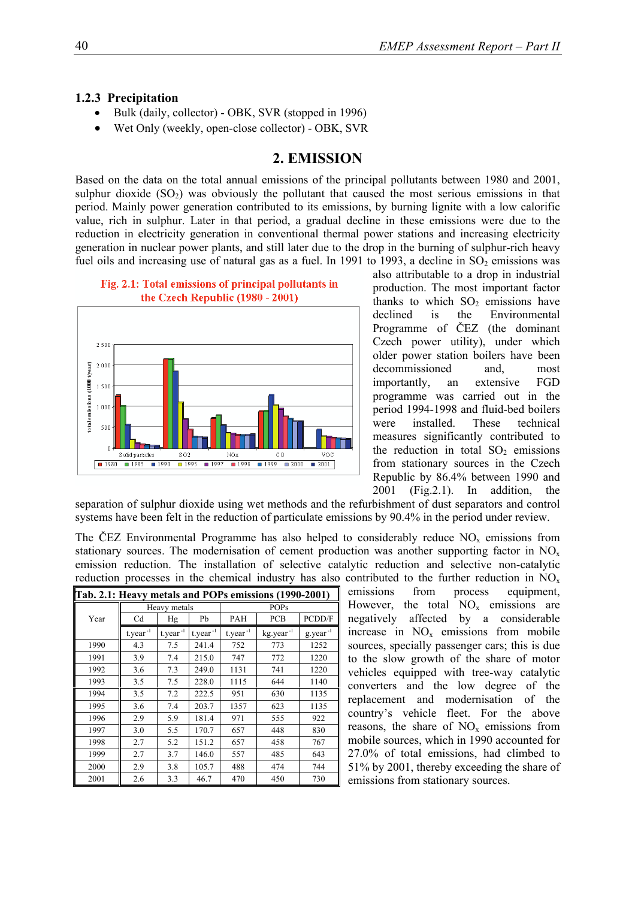### 1.2.3 Precipitation

- Bulk (daily, collector) - OBK, SVR (stopped in 1996)
- Wet Only (weekly, open-close collector) - OBK, SVR

## 2. EMISSION

Based on the data on the total annual emissions of the principal pollutants between 1980 and 2001, sulphur dioxide ($SO_2$) was obviously the pollutant that caused the most serious emissions in that period. Mainly power generation contributed to its emissions, by burning lignite with a low calorific value, rich in sulphur. Later in that period, a gradual decline in these emissions were due to the reduction in electricity generation in conventional thermal power stations and increasing electricity generation in nuclear power plants, and still later due to the drop in the burning of sulphur-rich heavy fuel oils and increasing use of natural gas as a fuel. In 1991 to 1993, a decline in $SO_2$ emissions was also attributable to a drop in industrial production. The most important factor thanks to which $SO_2$ emissions have declined is the Environmental Programme of ČEZ (the dominant Czech power utility), under which older power station boilers have been decommissioned and, most importantly, an extensive FGD programme was carried out in the period 1994-1998 and fluid-bed boilers were installed. These technical measures significantly contributed to the reduction in total $SO_2$ emissions from stationary sources in the Czech Republic by 86.4% between 1990 and 2001 (Fig.2.1). In addition, the separation of sulphur dioxide using wet methods and the refurbishment of dust separators and control systems have been felt in the reduction of particulate emissions by 90.4% in the period under review.

**Fig. 2.1: Total emissions of principal pollutants in the Czech Republic (1980 - 2001)**

The ČEZ Environmental Programme has also helped to considerably reduce $NO_x$ emissions from stationary sources. The modernisation of cement production was another supporting factor in $NO_x$ emission reduction. The installation of selective catalytic reduction and selective non-catalytic reduction processes in the chemical industry has also contributed to the further reduction in $NO_x$ emissions from process equipment. However, the total $NO_x$ emissions are negatively affected by a considerable increase in $NO_x$ emissions from mobile sources, specially passenger cars; this is due to the slow growth of the share of motor vehicles equipped with tree-way catalytic converters and the low degree of the replacement and modernisation of the country's vehicle fleet. For the above reasons, the share of $NO_x$ emissions from mobile sources, which in 1990 accounted for 27.0% of total emissions, had climbed to 51% by 2001, thereby exceeding the share of emissions from stationary sources.

**Tab. 2.1: Heavy metals and POPs emissions (1990-2001)**

| Year | Heavy metals | | | POPs | | |
|---|---|---|---|---|---|---|
| | Cd | Hg | Pb | PAH | PCB | PCDD/F |
| | $t.year^{-1}$ | $t.year^{-1}$ | $t.year^{-1}$ | $t.year^{-1}$ | $kg.year^{-1}$ | $g.year^{-1}$ |
| 1990 | 4.3 | 7.5 | 241.4 | 752 | 773 | 1252 |
| 1991 | 3.9 | 7.4 | 215.0 | 747 | 772 | 1220 |
| 1992 | 3.6 | 7.3 | 249.0 | 1131 | 741 | 1220 |
| 1993 | 3.5 | 7.5 | 228.0 | 1115 | 644 | 1140 |
| 1994 | 3.5 | 7.2 | 222.5 | 951 | 630 | 1135 |
| 1995 | 3.6 | 7.4 | 203.7 | 1357 | 623 | 1135 |
| 1996 | 2.9 | 5.9 | 181.4 | 971 | 555 | 922 |
| 1997 | 3.0 | 5.5 | 170.7 | 657 | 448 | 830 |
| 1998 | 2.7 | 5.2 | 151.2 | 657 | 458 | 767 |
| 1999 | 2.7 | 3.7 | 146.0 | 557 | 485 | 643 |
| 2000 | 2.9 | 3.8 | 105.7 | 488 | 474 | 744 |
| 2001 | 2.6 | 3.3 | 46.7 | 470 | 450 | 730 |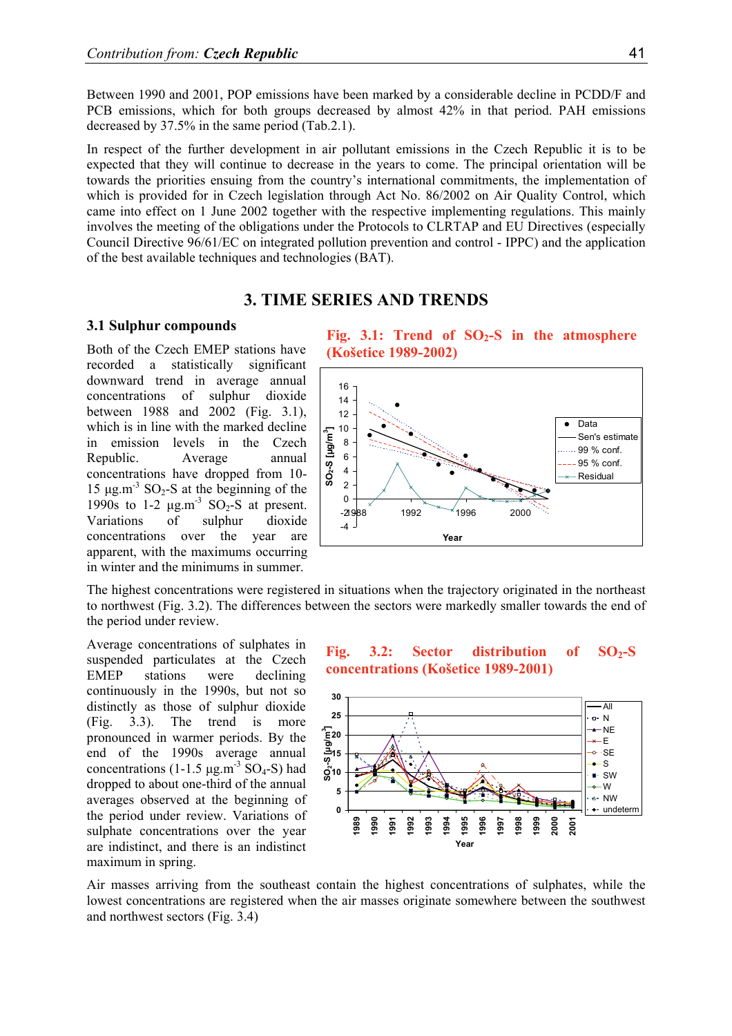Between 1990 and 2001, POP emissions have been marked by a considerable decline in PCDD/F and PCB emissions, which for both groups decreased by almost 42% in that period. PAH emissions decreased by 37.5% in the same period (Tab.2.1).

In respect of the further development in air pollutant emissions in the Czech Republic it is to be expected that they will continue to decrease in the years to come. The principal orientation will be towards the priorities ensuing from the country's international commitments, the implementation of which is provided for in Czech legislation through Act No. 86/2002 on Air Quality Control, which came into effect on 1 June 2002 together with the respective implementing regulations. This mainly involves the meeting of the obligations under the Protocols to CLRTAP and EU Directives (especially Council Directive 96/61/EC on integrated pollution prevention and control - IPPC) and the application of the best available techniques and technologies (BAT).

# 3. TIME SERIES AND TRENDS

## 3.1 Sulphur compounds

Both of the Czech EMEP stations have recorded a statistically significant downward trend in average annual concentrations of sulphur dioxide between 1988 and 2002 (Fig. 3.1), which is in line with the marked decline in emission levels in the Czech Republic. Average annual concentrations have dropped from 10-15 $\mu g.m^{-3}$ $SO_2$-S at the beginning of the 1990s to 1-2 $\mu g.m^{-3}$ $SO_2$-S at present. Variations of sulphur dioxide concentrations over the year are apparent, with the maximums occurring in winter and the minimums in summer.

**Fig. 3.1: Trend of $SO_2$-S in the atmosphere (Košetice 1989-2002)**

16
14
12
10
8
6
4
2
0
-2
-4
1988
1992
1996
2000
Year
$SO_2$-S [µg/m$^3$]
Data
Sen's estimate
99 % conf.
95 % conf.
Residual

The highest concentrations were registered in situations when the trajectory originated in the northeast to northwest (Fig. 3.2). The differences between the sectors were markedly smaller towards the end of the period under review.

Average concentrations of sulphates in suspended particulates at the Czech EMEP stations were declining continuously in the 1990s, but not so distinctly as those of sulphur dioxide (Fig. 3.3). The trend is more pronounced in warmer periods. By the end of the 1990s average annual concentrations (1-1.5 $\mu g.m^{-3}$ $SO_4$-S) had dropped to about one-third of the annual averages observed at the beginning of the period under review. Variations of sulphate concentrations over the year are indistinct, and there is an indistinct maximum in spring.

**Fig. 3.2: Sector distribution of $SO_2$-S concentrations (Košetice 1989-2001)**

30
25
20
15
10
5
0
1989
1990
1991
1992
1993
1994
1995
1996
1997
1998
1999
2000
2001
Year
$SO_2$-S [µg/m$^3$]
All
N
NE
E
SE
S
SW
W
NW
undeterm

Air masses arriving from the southeast contain the highest concentrations of sulphates, while the lowest concentrations are registered when the air masses originate somewhere between the southwest and northwest sectors (Fig. 3.4)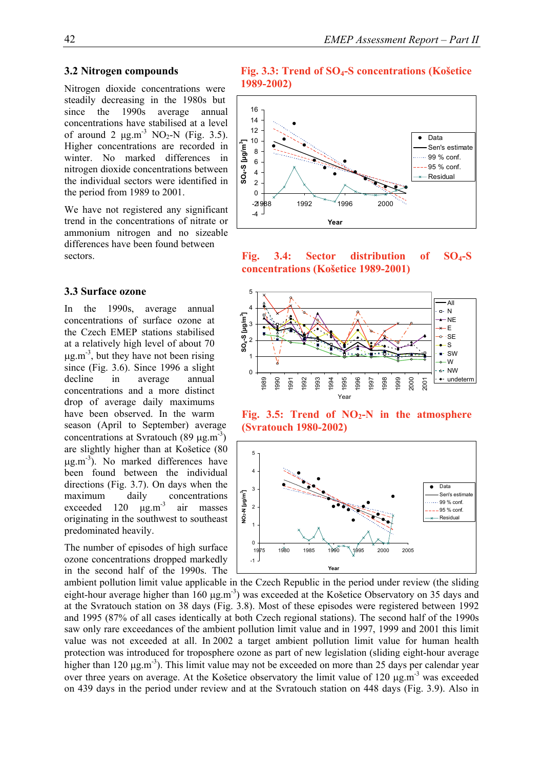### 3.2 Nitrogen compounds

Nitrogen dioxide concentrations were steadily decreasing in the 1980s but since the 1990s average annual concentrations have stabilised at a level of around 2 $\mu g.m^{-3}$ $NO_2$-N (Fig. 3.5). Higher concentrations are recorded in winter. No marked differences in nitrogen dioxide concentrations between the individual sectors were identified in the period from 1989 to 2001.

We have not registered any significant trend in the concentrations of nitrate or ammonium nitrogen and no sizeable differences have been found between sectors.

**Fig. 3.3: Trend of $SO_4$-S concentrations (Košetice 1989-2002)**

16
14
12
10
8
6
4
2
0
-2
-4
$SO_4$-S [µg/m³]
1988
1992
1996
2000
Year
Data
Sen's estimate
99 % conf.
95 % conf.
Residual

**Fig. 3.4: Sector distribution of $SO_4$-S concentrations (Košetice 1989-2001)**

5
4
3
2
1
0
$SO_4$-S [µg/m³]
1989
1990
1991
1992
1993
1994
1995
1996
1997
1998
1999
2000
2001
Year
All
N
NE
E
SE
S
SW
W
NW
undeterm

### 3.3 Surface ozone

In the 1990s, average annual concentrations of surface ozone at the Czech EMEP stations stabilised at a relatively high level of about 70 $\mu g.m^{-3}$, but they have not been rising since (Fig. 3.6). Since 1996 a slight decline in average annual concentrations and a more distinct drop of average daily maximums have been observed. In the warm season (April to September) average concentrations at Svratouch (89 $\mu g.m^{-3}$) are slightly higher than at Košetice (80 $\mu g.m^{-3}$). No marked differences have been found between the individual directions (Fig. 3.7). On days when the maximum daily concentrations exceeded 120 $\mu g.m^{-3}$ air masses originating in the southwest to southeast predominated heavily.

**Fig. 3.5: Trend of $NO_2$-N in the atmosphere (Svratouch 1980-2002)**

5
4
3
2
1
0
-1
$NO_2$-N [µg/m³]
1975
1980
1985
1990
1995
2000
2005
Year
Data
Sen's estimate
99 % conf.
95 % conf.
Residual

The number of episodes of high surface ozone concentrations dropped markedly in the second half of the 1990s. The ambient pollution limit value applicable in the Czech Republic in the period under review (the sliding eight-hour average higher than 160 $\mu g.m^{-3}$) was exceeded at the Košetice Observatory on 35 days and at the Svratouch station on 38 days (Fig. 3.8). Most of these episodes were registered between 1992 and 1995 (87% of all cases identically at both Czech regional stations). The second half of the 1990s saw only rare exceedances of the ambient pollution limit value and in 1997, 1999 and 2001 this limit value was not exceeded at all. In 2002 a target ambient pollution limit value for human health protection was introduced for troposphere ozone as part of new legislation (sliding eight-hour average higher than 120 $\mu g.m^{-3}$). This limit value may not be exceeded on more than 25 days per calendar year over three years on average. At the Košetice observatory the limit value of 120 $\mu g.m^{-3}$ was exceeded on 439 days in the period under review and at the Svratouch station on 448 days (Fig. 3.9). Also in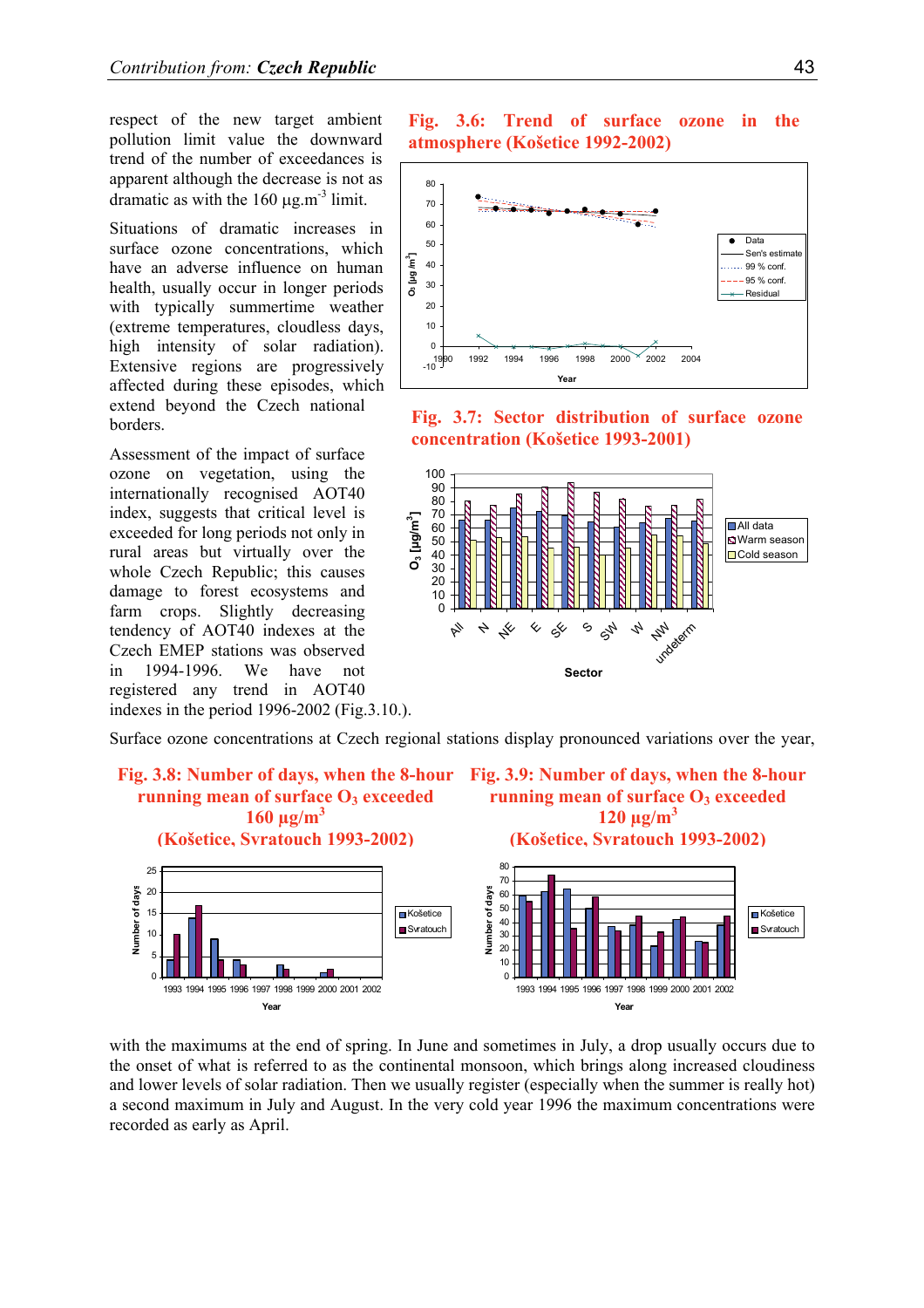respect of the new target ambient pollution limit value the downward trend of the number of exceedances is apparent although the decrease is not as dramatic as with the 160 µg.m$^{-3}$ limit.

Situations of dramatic increases in surface ozone concentrations, which have an adverse influence on human health, usually occur in longer periods with typically summertime weather (extreme temperatures, cloudless days, high intensity of solar radiation). Extensive regions are progressively affected during these episodes, which extend beyond the Czech national borders.

Assessment of the impact of surface ozone on vegetation, using the internationally recognised AOT40 index, suggests that critical level is exceeded for long periods not only in rural areas but virtually over the whole Czech Republic; this causes damage to forest ecosystems and farm crops. Slightly decreasing tendency of AOT40 indexes at the Czech EMEP stations was observed in 1994-1996. We have not registered any trend in AOT40 indexes in the period 1996-2002 (Fig.3.10.).

**Fig. 3.6: Trend of surface ozone in the atmosphere (Košetice 1992-2002)**

$O_3$ [µg /m$^3$]
80
70
60
50
40
30
20
10
0
-10
1990 1992 1994 1996 1998 2000 2002 2004
Year
Data
Sen's estimate
99 % conf.
95 % conf.
Residual

**Fig. 3.7: Sector distribution of surface ozone concentration (Košetice 1993-2001)**

$O_3$ [µg/m$^3$]
100
90
80
70
60
50
40
30
20
10
0
All N NE E SE S SW W NW undeterm
Sector
All data
Warm season
Cold season

Surface ozone concentrations at Czech regional stations display pronounced variations over the year,

**Fig. 3.8: Number of days, when the 8-hour running mean of surface $O_3$ exceeded 160 µg/m$^3$ (Košetice, Svratouch 1993-2002)**

Number of days
25
20
15
10
5
0
1993 1994 1995 1996 1997 1998 1999 2000 2001 2002
Year
Košetice
Svratouch

**Fig. 3.9: Number of days, when the 8-hour running mean of surface $O_3$ exceeded 120 µg/m$^3$ (Košetice, Svratouch 1993-2002)**

Number of days
80
70
60
50
40
30
20
10
0
1993 1994 1995 1996 1997 1998 1999 2000 2001 2002
Year
Košetice
Svratouch

with the maximums at the end of spring. In June and sometimes in July, a drop usually occurs due to the onset of what is referred to as the continental monsoon, which brings along increased cloudiness and lower levels of solar radiation. Then we usually register (especially when the summer is really hot) a second maximum in July and August. In the very cold year 1996 the maximum concentrations were recorded as early as April.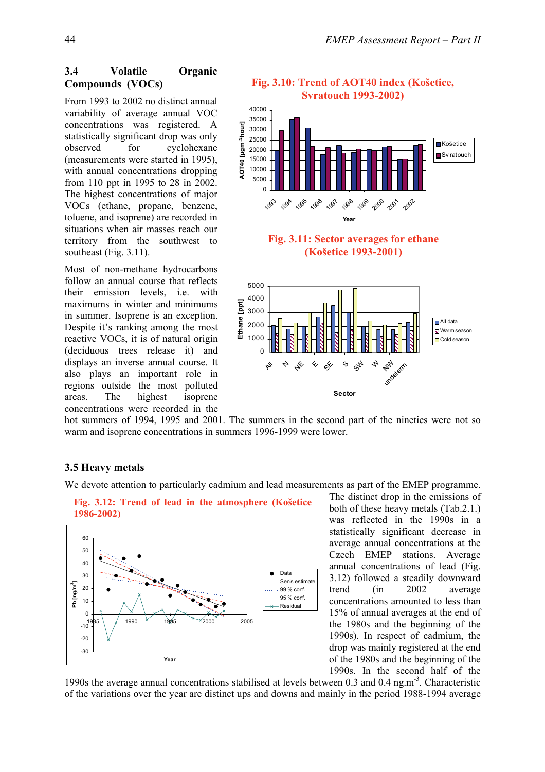### 3.4 Volatile Organic Compounds (VOCs)

From 1993 to 2002 no distinct annual variability of average annual VOC concentrations was registered. A statistically significant drop was only observed for cyclohexane (measurements were started in 1995), with annual concentrations dropping from 110 ppt in 1995 to 28 in 2002. The highest concentrations of major VOCs (ethane, propane, benzene, toluene, and isoprene) are recorded in situations when air masses reach our territory from the southwest to southeast (Fig. 3.11).

Most of non-methane hydrocarbons follow an annual course that reflects their emission levels, i.e. with maximums in winter and minimums in summer. Isoprene is an exception. Despite it's ranking among the most reactive VOCs, it is of natural origin (deciduous trees release it) and displays an inverse annual course. It also plays an important role in regions outside the most polluted areas. The highest isoprene concentrations were recorded in the hot summers of 1994, 1995 and 2001. The summers in the second part of the nineties were not so warm and isoprene concentrations in summers 1996-1999 were lower.

**Fig. 3.10: Trend of AOT40 index (Košetice, Svratouch 1993-2002)**

AOT40 [μgm⁻³hour]
40000
35000
30000
25000
20000
15000
10000
5000
0
1993 1994 1995 1996 1997 1998 1999 2000 2001 2002
Year
Košetice
Svratouch

**Fig. 3.11: Sector averages for ethane (Košetice 1993-2001)**

Ethane [ppt]
5000
4000
3000
2000
1000
0
All N NE E SE S SW W NW undeterm
Sector
All data
Warm season
Cold season

### 3.5 Heavy metals

We devote attention to particularly cadmium and lead measurements as part of the EMEP programme. The distinct drop in the emissions of both of these heavy metals (Tab.2.1.) was reflected in the 1990s in a statistically significant decrease in average annual concentrations at the Czech EMEP stations. Average annual concentrations of lead (Fig. 3.12) followed a steadily downward trend (in 2002 average concentrations amounted to less than 15% of annual averages at the end of the 1980s and the beginning of the 1990s). In respect of cadmium, the drop was mainly registered at the end of the 1980s and the beginning of the 1990s. In the second half of the 1990s the average annual concentrations stabilised at levels between 0.3 and 0.4 ng.m$^{-3}$. Characteristic of the variations over the year are distinct ups and downs and mainly in the period 1988-1994 average

**Fig. 3.12: Trend of lead in the atmosphere (Košetice 1986-2002)**

Pb [ng/m³]
60
50
40
30
20
10
0
-10
-20
-30
1985 1990 1995 2000 2005
Year
Data
Sen's estimate
99 % conf.
95 % conf.
Residual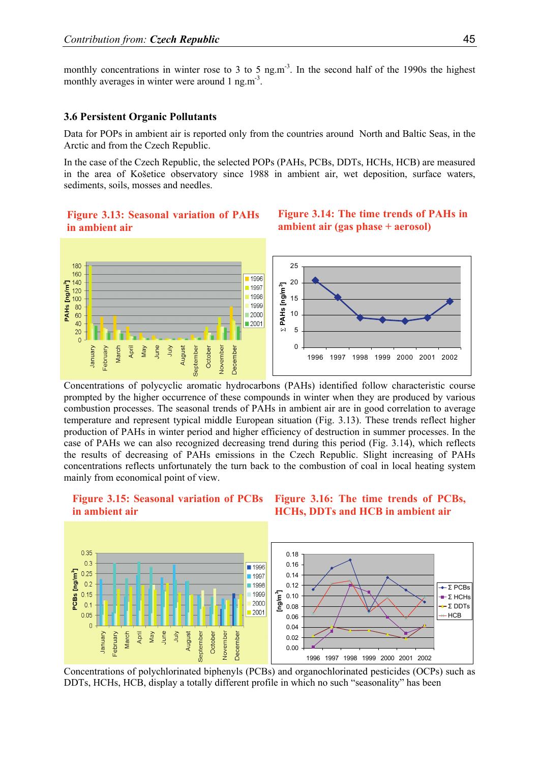monthly concentrations in winter rose to 3 to 5 ng.m$^{-3}$. In the second half of the 1990s the highest monthly averages in winter were around 1 ng.m$^{-3}$.

### 3.6 Persistent Organic Pollutants

Data for POPs in ambient air is reported only from the countries around North and Baltic Seas, in the Arctic and from the Czech Republic.

In the case of the Czech Republic, the selected POPs (PAHs, PCBs, DDTs, HCHs, HCB) are measured in the area of Košetice observatory since 1988 in ambient air, wet deposition, surface waters, sediments, soils, mosses and needles.

**Figure 3.13: Seasonal variation of PAHs in ambient air**

PAHs [ng/m$^3$]
180
160
140
120
100
80
60
40
20
0
January
February
March
April
May
June
July
August
September
October
November
December
1996
1997
1998
1999
2000
2001

**Figure 3.14: The time trends of PAHs in ambient air (gas phase + aerosol)**

Σ PAHs [ng/m$^3$]
25
20
15
10
5
0
1996
1997
1998
1999
2000
2001
2002

Concentrations of polycyclic aromatic hydrocarbons (PAHs) identified follow characteristic course prompted by the higher occurrence of these compounds in winter when they are produced by various combustion processes. The seasonal trends of PAHs in ambient air are in good correlation to average temperature and represent typical middle European situation (Fig. 3.13). These trends reflect higher production of PAHs in winter period and higher efficiency of destruction in summer processes. In the case of PAHs we can also recognized decreasing trend during this period (Fig. 3.14), which reflects the results of decreasing of PAHs emissions in the Czech Republic. Slight increasing of PAHs concentrations reflects unfortunately the turn back to the combustion of coal in local heating system mainly from economical point of view.

**Figure 3.15: Seasonal variation of PCBs in ambient air**

PCBs [ng/m$^3$]
0.35
0.3
0.25
0.2
0.15
0.1
0.05
0
January
February
March
April
May
June
July
August
September
October
November
December
1996
1997
1998
1999
2000
2001

**Figure 3.16: The time trends of PCBs, HCHs, DDTs and HCB in ambient air**

[ng/m$^3$]
0.18
0.16
0.14
0.12
0.10
0.08
0.06
0.04
0.02
0.00
1996
1997
1998
1999
2000
2001
2002
Σ PCBs
Σ HCHs
Σ DDTs
HCB

Concentrations of polychlorinated biphenyls (PCBs) and organochlorinated pesticides (OCPs) such as DDTs, HCHs, HCB, display a totally different profile in which no such "seasonality" has been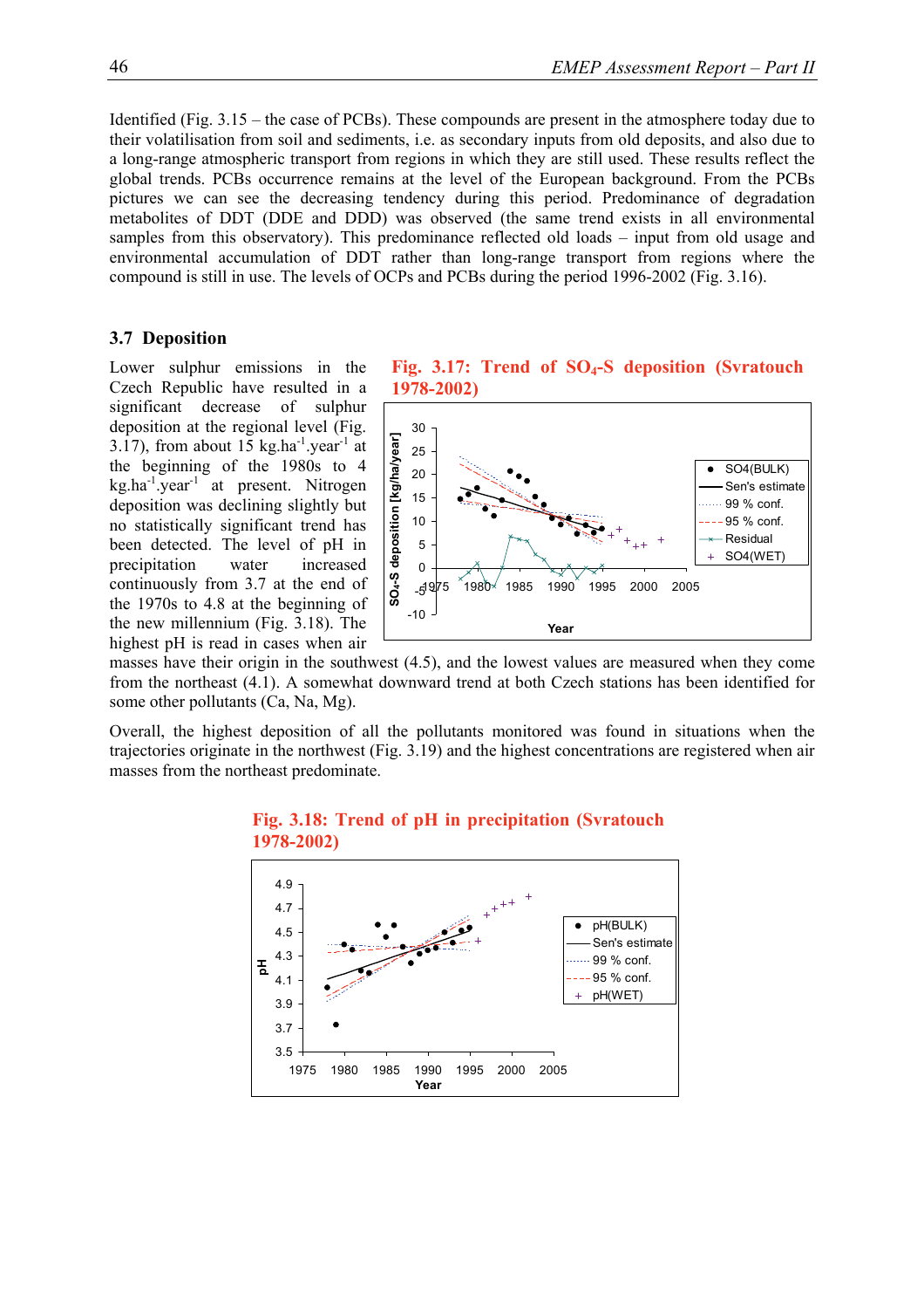Identified (Fig. 3.15 – the case of PCBs). These compounds are present in the atmosphere today due to their volatilisation from soil and sediments, i.e. as secondary inputs from old deposits, and also due to a long-range atmospheric transport from regions in which they are still used. These results reflect the global trends. PCBs occurrence remains at the level of the European background. From the PCBs pictures we can see the decreasing tendency during this period. Predominance of degradation metabolites of DDT (DDE and DDD) was observed (the same trend exists in all environmental samples from this observatory). This predominance reflected old loads – input from old usage and environmental accumulation of DDT rather than long-range transport from regions where the compound is still in use. The levels of OCPs and PCBs during the period 1996-2002 (Fig. 3.16).

### 3.7 Deposition

Lower sulphur emissions in the Czech Republic have resulted in a significant decrease of sulphur deposition at the regional level (Fig. 3.17), from about 15 $kg.ha^{-1}.year^{-1}$ at the beginning of the 1980s to 4 $kg.ha^{-1}.year^{-1}$ at present. Nitrogen deposition was declining slightly but no statistically significant trend has been detected. The level of pH in precipitation water increased continuously from 3.7 at the end of the 1970s to 4.8 at the beginning of the new millennium (Fig. 3.18). The highest pH is read in cases when air masses have their origin in the southwest (4.5), and the lowest values are measured when they come from the northeast (4.1). A somewhat downward trend at both Czech stations has been identified for some other pollutants (Ca, Na, Mg).

**Fig. 3.17: Trend of $SO_4$-S deposition (Svratouch 1978-2002)**

SO4-S deposition [kg/ha/year]
30
25
20
15
10
5
0
-5
-10
1975 1980 1985 1990 1995 2000 2005
Year
SO4(BULK)
Sen's estimate
99 % conf.
95 % conf.
Residual
SO4(WET)

Overall, the highest deposition of all the pollutants monitored was found in situations when the trajectories originate in the northwest (Fig. 3.19) and the highest concentrations are registered when air masses from the northeast predominate.

**Fig. 3.18: Trend of pH in precipitation (Svratouch 1978-2002)**

pH
4.9
4.7
4.5
4.3
4.1
3.9
3.7
3.5
1975 1980 1985 1990 1995 2000 2005
Year
pH(BULK)
Sen's estimate
99 % conf.
95 % conf.
pH(WET)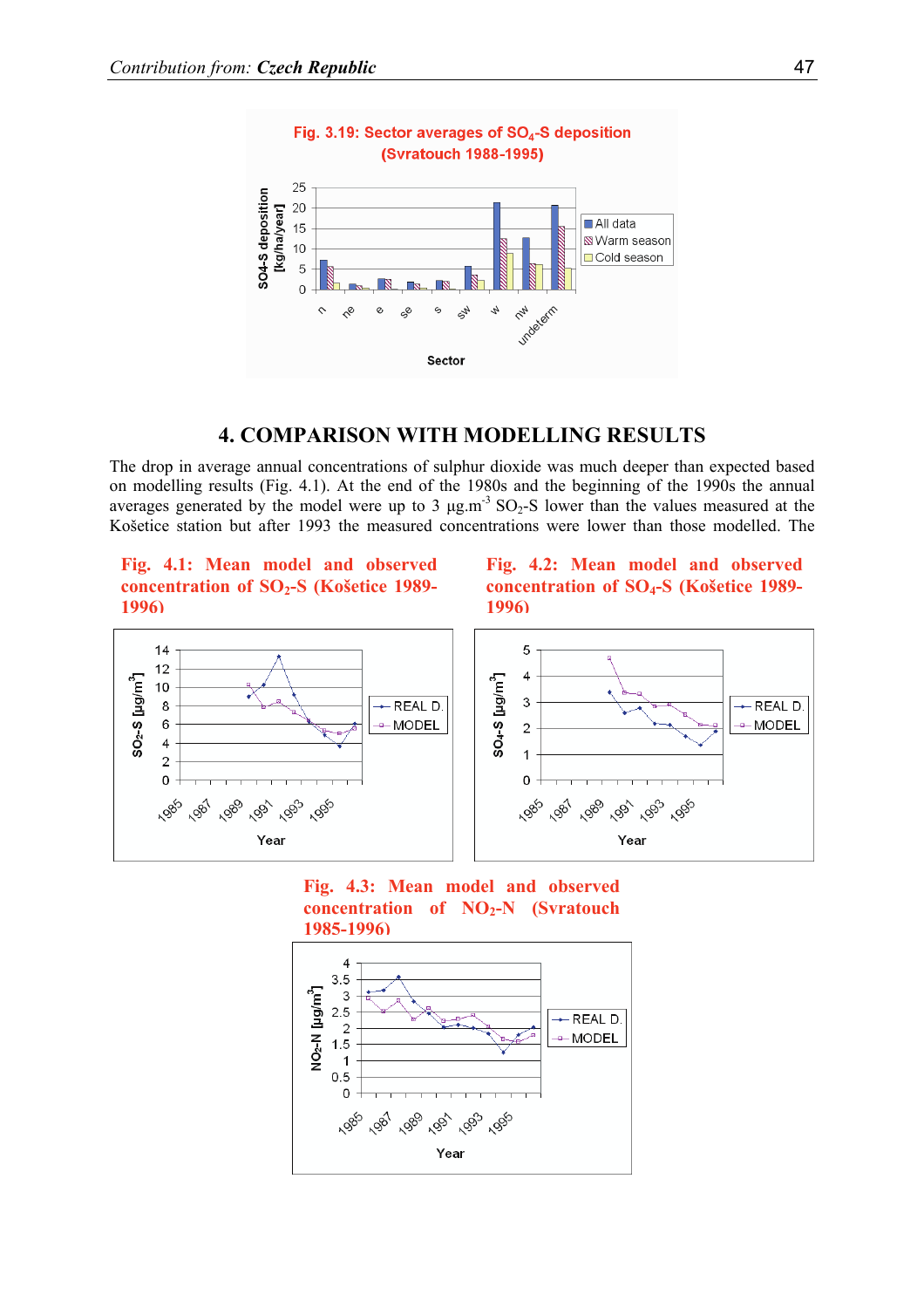**Fig. 3.19: Sector averages of $SO_4$-S deposition (Svratouch 1988-1995)**

SO4-S deposition [kg/ha/year]

25
20
15
10
5
0

n ne e se s sw w nw undeterm

Sector

All data
Warm season
Cold season

# 4. COMPARISON WITH MODELLING RESULTS

The drop in average annual concentrations of sulphur dioxide was much deeper than expected based on modelling results (Fig. 4.1). At the end of the 1980s and the beginning of the 1990s the annual averages generated by the model were up to 3 µg.m$^{-3}$ $SO_2$-S lower than the values measured at the Košetice station but after 1993 the measured concentrations were lower than those modelled. The

**Fig. 4.1: Mean model and observed concentration of $SO_2$-S (Košetice 1989-1996)**

SO2-S [µg/m$^3$]

14
12
10
8
6
4
2
0

1985 1987 1989 1991 1993 1995

Year

REAL D.
MODEL

**Fig. 4.2: Mean model and observed concentration of $SO_4$-S (Košetice 1989-1996)**

SO4-S [µg/m$^3$]

5
4
3
2
1
0

1985 1987 1989 1991 1993 1995

Year

REAL D.
MODEL

**Fig. 4.3: Mean model and observed concentration of $NO_2$-N (Svratouch 1985-1996)**

NO2-N [µg/m$^3$]

4
3.5
3
2.5
2
1.5
1
0.5
0

1985 1987 1989 1991 1993 1995

Year

REAL D.
MODEL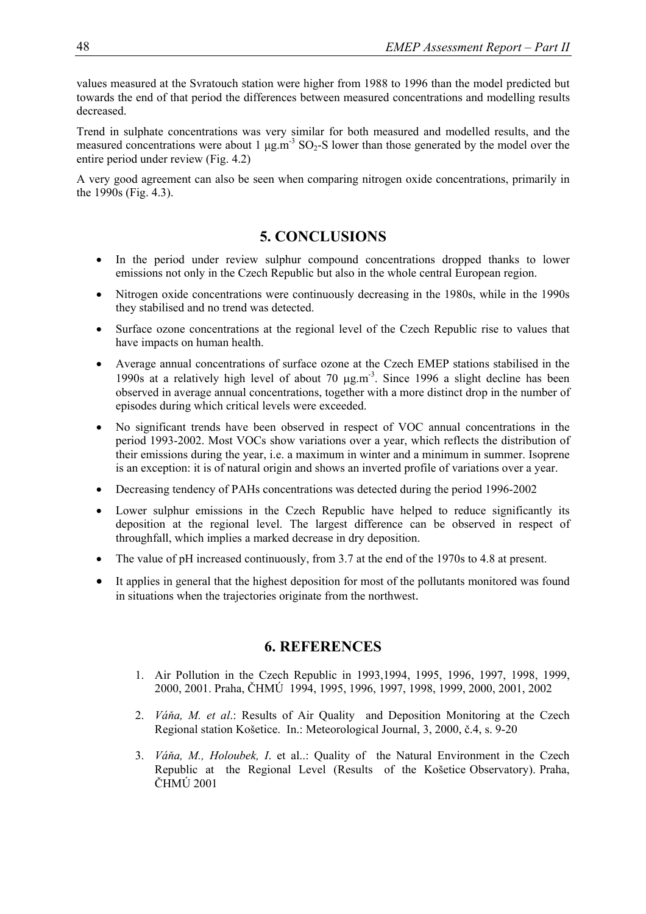values measured at the Svratouch station were higher from 1988 to 1996 than the model predicted but towards the end of that period the differences between measured concentrations and modelling results decreased.

Trend in sulphate concentrations was very similar for both measured and modelled results, and the measured concentrations were about 1 $\mu g.m^{-3}$ $SO_2$-S lower than those generated by the model over the entire period under review (Fig. 4.2)

A very good agreement can also be seen when comparing nitrogen oxide concentrations, primarily in the 1990s (Fig. 4.3).

## 5. CONCLUSIONS

- In the period under review sulphur compound concentrations dropped thanks to lower emissions not only in the Czech Republic but also in the whole central European region.
- Nitrogen oxide concentrations were continuously decreasing in the 1980s, while in the 1990s they stabilised and no trend was detected.
- Surface ozone concentrations at the regional level of the Czech Republic rise to values that have impacts on human health.
- Average annual concentrations of surface ozone at the Czech EMEP stations stabilised in the 1990s at a relatively high level of about 70 $\mu g.m^{-3}$. Since 1996 a slight decline has been observed in average annual concentrations, together with a more distinct drop in the number of episodes during which critical levels were exceeded.
- No significant trends have been observed in respect of VOC annual concentrations in the period 1993-2002. Most VOCs show variations over a year, which reflects the distribution of their emissions during the year, i.e. a maximum in winter and a minimum in summer. Isoprene is an exception: it is of natural origin and shows an inverted profile of variations over a year.
- Decreasing tendency of PAHs concentrations was detected during the period 1996-2002
- Lower sulphur emissions in the Czech Republic have helped to reduce significantly its deposition at the regional level. The largest difference can be observed in respect of throughfall, which implies a marked decrease in dry deposition.
- The value of pH increased continuously, from 3.7 at the end of the 1970s to 4.8 at present.
- It applies in general that the highest deposition for most of the pollutants monitored was found in situations when the trajectories originate from the northwest.

## 6. REFERENCES

1. Air Pollution in the Czech Republic in 1993,1994, 1995, 1996, 1997, 1998, 1999, 2000, 2001. Praha, ČHMÚ 1994, 1995, 1996, 1997, 1998, 1999, 2000, 2001, 2002
2. *Váňa, M. et al*.: Results of Air Quality and Deposition Monitoring at the Czech Regional station Košetice. In.: Meteorological Journal, 3, 2000, č.4, s. 9-20
3. *Váňa, M., Holoubek, I*. et al..: Quality of the Natural Environment in the Czech Republic at the Regional Level (Results of the Košetice Observatory). Praha, ČHMÚ 2001